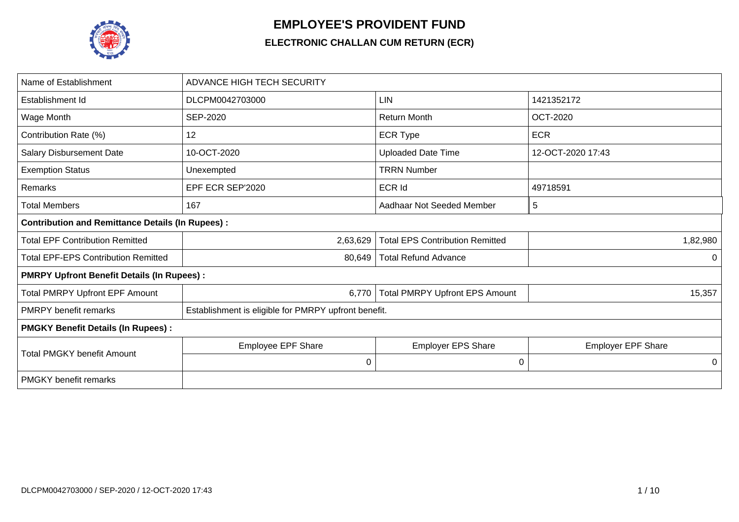# EMPLOYEE'S PROVIDENT FUND

## ELECTRONIC CHALLAN CUM RETURN (ECR)

| Name of Establishment | ADVANCE HIGH TECH SECURITY | | |
|---|---|---|---|
| Establishment Id | DLCPM0042703000 | LIN | 1421352172 |
| Wage Month | SEP-2020 | Return Month | OCT-2020 |
| Contribution Rate (%) | 12 | ECR Type | ECR |
| Salary Disbursement Date | 10-OCT-2020 | Uploaded Date Time | 12-OCT-2020 17:43 |
| Exemption Status | Unexempted | TRRN Number | |
| Remarks | EPF ECR SEP'2020 | ECR Id | 49718591 |
| Total Members | 167 | Aadhaar Not Seeded Member | 5 |
| **Contribution and Remittance Details (In Rupees) :** | | | |
| Total EPF Contribution Remitted | 2,63,629 | Total EPS Contribution Remitted | 1,82,980 |
| Total EPF-EPS Contribution Remitted | 80,649 | Total Refund Advance | 0 |
| **PMRPY Upfront Benefit Details (In Rupees) :** | | | |
| Total PMRPY Upfront EPF Amount | 6,770 | Total PMRPY Upfront EPS Amount | 15,357 |
| PMRPY benefit remarks | Establishment is eligible for PMRPY upfront benefit. | | |
| **PMGKY Benefit Details (In Rupees) :** | | | |
| Total PMGKY benefit Amount | Employee EPF Share | Employer EPS Share | Employer EPF Share |
| | 0 | 0 | 0 |
| PMGKY benefit remarks | | | |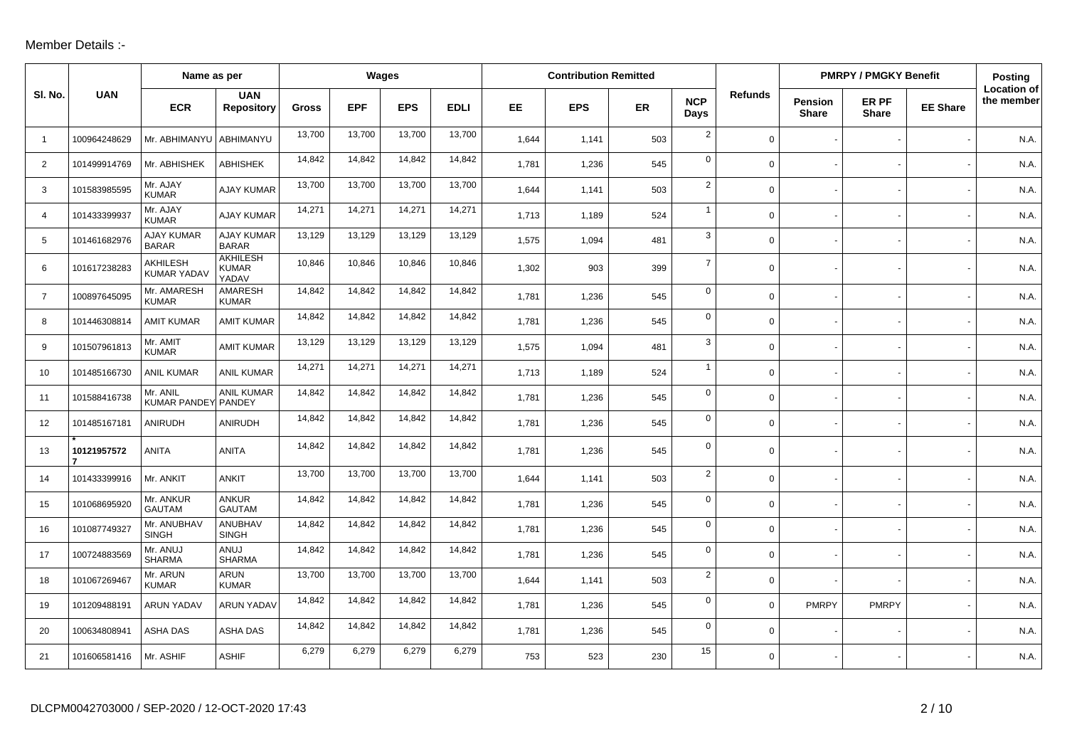Member Details :-

| Sl. No. | UAN | Name as per | | Wages | | | | Contribution Remitted | | | | Refunds | PMRPY / PMGKY Benefit | | | Posting Location of the member |
|---|---|---|---|---|---|---|---|---|---|---|---|---|---|---|---|---|
| | | ECR | UAN Repository | Gross | EPF | EPS | EDLI | EE | EPS | ER | NCP Days | | Pension Share | ER PF Share | EE Share | |
| 1 | 100964248629 | Mr. ABHIMANYU | ABHIMANYU | 13,700 | 13,700 | 13,700 | 13,700 | 1,644 | 1,141 | 503 | 2 | 0 | - | - | - | N.A. |
| 2 | 101499914769 | Mr. ABHISHEK | ABHISHEK | 14,842 | 14,842 | 14,842 | 14,842 | 1,781 | 1,236 | 545 | 0 | 0 | - | - | - | N.A. |
| 3 | 101583985595 | Mr. AJAY KUMAR | AJAY KUMAR | 13,700 | 13,700 | 13,700 | 13,700 | 1,644 | 1,141 | 503 | 2 | 0 | - | - | - | N.A. |
| 4 | 101433399937 | Mr. AJAY KUMAR | AJAY KUMAR | 14,271 | 14,271 | 14,271 | 14,271 | 1,713 | 1,189 | 524 | 1 | 0 | - | - | - | N.A. |
| 5 | 101461682976 | AJAY KUMAR BARAR | AJAY KUMAR BARAR | 13,129 | 13,129 | 13,129 | 13,129 | 1,575 | 1,094 | 481 | 3 | 0 | - | - | - | N.A. |
| 6 | 101617238283 | AKHILESH KUMAR YADAV | AKHILESH KUMAR YADAV | 10,846 | 10,846 | 10,846 | 10,846 | 1,302 | 903 | 399 | 7 | 0 | - | - | - | N.A. |
| 7 | 100897645095 | Mr. AMARESH KUMAR | AMARESH KUMAR | 14,842 | 14,842 | 14,842 | 14,842 | 1,781 | 1,236 | 545 | 0 | 0 | - | - | - | N.A. |
| 8 | 101446308814 | AMIT KUMAR | AMIT KUMAR | 14,842 | 14,842 | 14,842 | 14,842 | 1,781 | 1,236 | 545 | 0 | 0 | - | - | - | N.A. |
| 9 | 101507961813 | Mr. AMIT KUMAR | AMIT KUMAR | 13,129 | 13,129 | 13,129 | 13,129 | 1,575 | 1,094 | 481 | 3 | 0 | - | - | - | N.A. |
| 10 | 101485166730 | ANIL KUMAR | ANIL KUMAR | 14,271 | 14,271 | 14,271 | 14,271 | 1,713 | 1,189 | 524 | 1 | 0 | - | - | - | N.A. |
| 11 | 101588416738 | Mr. ANIL KUMAR PANDEY | ANIL KUMAR PANDEY | 14,842 | 14,842 | 14,842 | 14,842 | 1,781 | 1,236 | 545 | 0 | 0 | - | - | - | N.A. |
| 12 | 101485167181 | ANIRUDH | ANIRUDH | 14,842 | 14,842 | 14,842 | 14,842 | 1,781 | 1,236 | 545 | 0 | 0 | - | - | - | N.A. |
| 13 | * 101219575727 | ANITA | ANITA | 14,842 | 14,842 | 14,842 | 14,842 | 1,781 | 1,236 | 545 | 0 | 0 | - | - | - | N.A. |
| 14 | 101433399916 | Mr. ANKIT | ANKIT | 13,700 | 13,700 | 13,700 | 13,700 | 1,644 | 1,141 | 503 | 2 | 0 | - | - | - | N.A. |
| 15 | 101068695920 | Mr. ANKUR GAUTAM | ANKUR GAUTAM | 14,842 | 14,842 | 14,842 | 14,842 | 1,781 | 1,236 | 545 | 0 | 0 | - | - | - | N.A. |
| 16 | 101087749327 | Mr. ANUBHAV SINGH | ANUBHAV SINGH | 14,842 | 14,842 | 14,842 | 14,842 | 1,781 | 1,236 | 545 | 0 | 0 | - | - | - | N.A. |
| 17 | 100724883569 | Mr. ANUJ SHARMA | ANUJ SHARMA | 14,842 | 14,842 | 14,842 | 14,842 | 1,781 | 1,236 | 545 | 0 | 0 | - | - | - | N.A. |
| 18 | 101067269467 | Mr. ARUN KUMAR | ARUN KUMAR | 13,700 | 13,700 | 13,700 | 13,700 | 1,644 | 1,141 | 503 | 2 | 0 | - | - | - | N.A. |
| 19 | 101209488191 | ARUN YADAV | ARUN YADAV | 14,842 | 14,842 | 14,842 | 14,842 | 1,781 | 1,236 | 545 | 0 | 0 | PMRPY | PMRPY | - | N.A. |
| 20 | 100634808941 | ASHA DAS | ASHA DAS | 14,842 | 14,842 | 14,842 | 14,842 | 1,781 | 1,236 | 545 | 0 | 0 | - | - | - | N.A. |
| 21 | 101606581416 | Mr. ASHIF | ASHIF | 6,279 | 6,279 | 6,279 | 6,279 | 753 | 523 | 230 | 15 | 0 | - | - | - | N.A. |

DLCPM0042703000 / SEP-2020 / 12-OCT-2020 17:43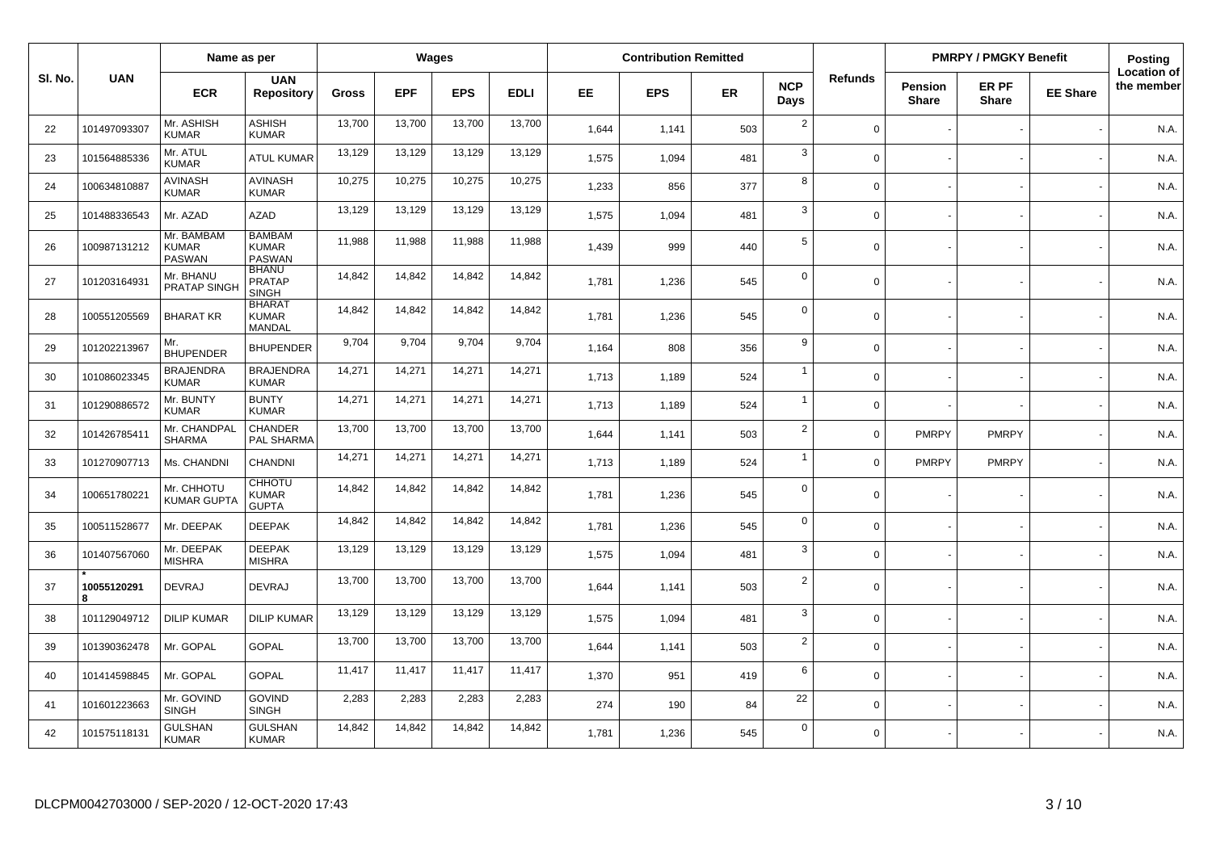| Sl. No. | UAN | Name as per | | Wages | | | | Contribution Remitted | | | | Refunds | PMRPY / PMGKY Benefit | | | Posting Location of the member |
|---|---|---|---|---|---|---|---|---|---|---|---|---|---|---|---|---|
| | | ECR | UAN Repository | Gross | EPF | EPS | EDLI | EE | EPS | ER | NCP Days | | Pension Share | ER PF Share | EE Share | |
| 22 | 101497093307 | Mr. ASHISH KUMAR | ASHISH KUMAR | 13,700 | 13,700 | 13,700 | 13,700 | 1,644 | 1,141 | 503 | 2 | 0 | - | - | - | N.A. |
| 23 | 101564885336 | Mr. ATUL KUMAR | ATUL KUMAR | 13,129 | 13,129 | 13,129 | 13,129 | 1,575 | 1,094 | 481 | 3 | 0 | - | - | - | N.A. |
| 24 | 100634810887 | AVINASH KUMAR | AVINASH KUMAR | 10,275 | 10,275 | 10,275 | 10,275 | 1,233 | 856 | 377 | 8 | 0 | - | - | - | N.A. |
| 25 | 101488336543 | Mr. AZAD | AZAD | 13,129 | 13,129 | 13,129 | 13,129 | 1,575 | 1,094 | 481 | 3 | 0 | - | - | - | N.A. |
| 26 | 100987131212 | Mr. BAMBAM KUMAR PASWAN | BAMBAM KUMAR PASWAN | 11,988 | 11,988 | 11,988 | 11,988 | 1,439 | 999 | 440 | 5 | 0 | - | - | - | N.A. |
| 27 | 101203164931 | Mr. BHANU PRATAP SINGH | BHANU PRATAP SINGH | 14,842 | 14,842 | 14,842 | 14,842 | 1,781 | 1,236 | 545 | 0 | 0 | - | - | - | N.A. |
| 28 | 100551205569 | BHARAT KR | BHARAT KUMAR MANDAL | 14,842 | 14,842 | 14,842 | 14,842 | 1,781 | 1,236 | 545 | 0 | 0 | - | - | - | N.A. |
| 29 | 101202213967 | Mr. BHUPENDER | BHUPENDER | 9,704 | 9,704 | 9,704 | 9,704 | 1,164 | 808 | 356 | 9 | 0 | - | - | - | N.A. |
| 30 | 101086023345 | BRAJENDRA KUMAR | BRAJENDRA KUMAR | 14,271 | 14,271 | 14,271 | 14,271 | 1,713 | 1,189 | 524 | 1 | 0 | - | - | - | N.A. |
| 31 | 101290886572 | Mr. BUNTY KUMAR | BUNTY KUMAR | 14,271 | 14,271 | 14,271 | 14,271 | 1,713 | 1,189 | 524 | 1 | 0 | - | - | - | N.A. |
| 32 | 101426785411 | Mr. CHANDPAL SHARMA | CHANDER PAL SHARMA | 13,700 | 13,700 | 13,700 | 13,700 | 1,644 | 1,141 | 503 | 2 | 0 | PMRPY | PMRPY | - | N.A. |
| 33 | 101270907713 | Ms. CHANDNI | CHANDNI | 14,271 | 14,271 | 14,271 | 14,271 | 1,713 | 1,189 | 524 | 1 | 0 | PMRPY | PMRPY | - | N.A. |
| 34 | 100651780221 | Mr. CHHOTU KUMAR GUPTA | CHHOTU KUMAR GUPTA | 14,842 | 14,842 | 14,842 | 14,842 | 1,781 | 1,236 | 545 | 0 | 0 | - | - | - | N.A. |
| 35 | 100511528677 | Mr. DEEPAK | DEEPAK | 14,842 | 14,842 | 14,842 | 14,842 | 1,781 | 1,236 | 545 | 0 | 0 | - | - | - | N.A. |
| 36 | 101407567060 | Mr. DEEPAK MISHRA | DEEPAK MISHRA | 13,129 | 13,129 | 13,129 | 13,129 | 1,575 | 1,094 | 481 | 3 | 0 | - | - | - | N.A. |
| 37 | * **100551202918** | DEVRAJ | DEVRAJ | 13,700 | 13,700 | 13,700 | 13,700 | 1,644 | 1,141 | 503 | 2 | 0 | - | - | - | N.A. |
| 38 | 101129049712 | DILIP KUMAR | DILIP KUMAR | 13,129 | 13,129 | 13,129 | 13,129 | 1,575 | 1,094 | 481 | 3 | 0 | - | - | - | N.A. |
| 39 | 101390362478 | Mr. GOPAL | GOPAL | 13,700 | 13,700 | 13,700 | 13,700 | 1,644 | 1,141 | 503 | 2 | 0 | - | - | - | N.A. |
| 40 | 101414598845 | Mr. GOPAL | GOPAL | 11,417 | 11,417 | 11,417 | 11,417 | 1,370 | 951 | 419 | 6 | 0 | - | - | - | N.A. |
| 41 | 101601223663 | Mr. GOVIND SINGH | GOVIND SINGH | 2,283 | 2,283 | 2,283 | 2,283 | 274 | 190 | 84 | 22 | 0 | - | - | - | N.A. |
| 42 | 101575118131 | GULSHAN KUMAR | GULSHAN KUMAR | 14,842 | 14,842 | 14,842 | 14,842 | 1,781 | 1,236 | 545 | 0 | 0 | - | - | - | N.A. |

DLCPM0042703000 / SEP-2020 / 12-OCT-2020 17:43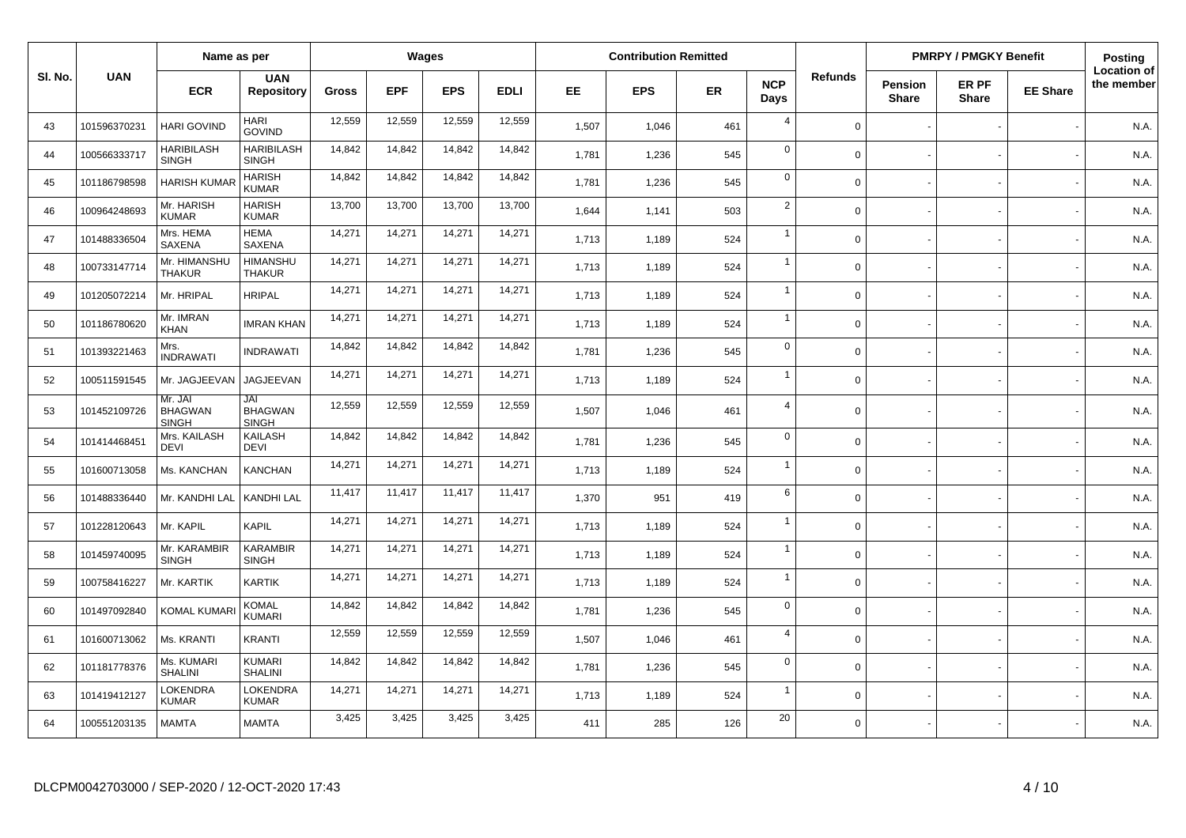| Sl. No. | UAN | Name as per | | Wages | | | | Contribution Remitted | | | | Refunds | PMRPY / PMGKY Benefit | | | Posting Location of the member |
|---|---|---|---|---|---|---|---|---|---|---|---|---|---|---|---|---|
| | | ECR | UAN Repository | Gross | EPF | EPS | EDLI | EE | EPS | ER | NCP Days | | Pension Share | ER PF Share | EE Share | |
| 43 | 101596370231 | HARI GOVIND | HARI GOVIND | 12,559 | 12,559 | 12,559 | 12,559 | 1,507 | 1,046 | 461 | 4 | 0 | - | - | - | N.A. |
| 44 | 100566333717 | HARIBILASH SINGH | HARIBILASH SINGH | 14,842 | 14,842 | 14,842 | 14,842 | 1,781 | 1,236 | 545 | 0 | 0 | - | - | - | N.A. |
| 45 | 101186798598 | HARISH KUMAR | HARISH KUMAR | 14,842 | 14,842 | 14,842 | 14,842 | 1,781 | 1,236 | 545 | 0 | 0 | - | - | - | N.A. |
| 46 | 100964248693 | Mr. HARISH KUMAR | HARISH KUMAR | 13,700 | 13,700 | 13,700 | 13,700 | 1,644 | 1,141 | 503 | 2 | 0 | - | - | - | N.A. |
| 47 | 101488336504 | Mrs. HEMA SAXENA | HEMA SAXENA | 14,271 | 14,271 | 14,271 | 14,271 | 1,713 | 1,189 | 524 | 1 | 0 | - | - | - | N.A. |
| 48 | 100733147714 | Mr. HIMANSHU THAKUR | HIMANSHU THAKUR | 14,271 | 14,271 | 14,271 | 14,271 | 1,713 | 1,189 | 524 | 1 | 0 | - | - | - | N.A. |
| 49 | 101205072214 | Mr. HRIPAL | HRIPAL | 14,271 | 14,271 | 14,271 | 14,271 | 1,713 | 1,189 | 524 | 1 | 0 | - | - | - | N.A. |
| 50 | 101186780620 | Mr. IMRAN KHAN | IMRAN KHAN | 14,271 | 14,271 | 14,271 | 14,271 | 1,713 | 1,189 | 524 | 1 | 0 | - | - | - | N.A. |
| 51 | 101393221463 | Mrs. INDRAWATI | INDRAWATI | 14,842 | 14,842 | 14,842 | 14,842 | 1,781 | 1,236 | 545 | 0 | 0 | - | - | - | N.A. |
| 52 | 100511591545 | Mr. JAGJEEVAN | JAGJEEVAN | 14,271 | 14,271 | 14,271 | 14,271 | 1,713 | 1,189 | 524 | 1 | 0 | - | - | - | N.A. |
| 53 | 101452109726 | Mr. JAI BHAGWAN SINGH | JAI BHAGWAN SINGH | 12,559 | 12,559 | 12,559 | 12,559 | 1,507 | 1,046 | 461 | 4 | 0 | - | - | - | N.A. |
| 54 | 101414468451 | Mrs. KAILASH DEVI | KAILASH DEVI | 14,842 | 14,842 | 14,842 | 14,842 | 1,781 | 1,236 | 545 | 0 | 0 | - | - | - | N.A. |
| 55 | 101600713058 | Ms. KANCHAN | KANCHAN | 14,271 | 14,271 | 14,271 | 14,271 | 1,713 | 1,189 | 524 | 1 | 0 | - | - | - | N.A. |
| 56 | 101488336440 | Mr. KANDHI LAL | KANDHI LAL | 11,417 | 11,417 | 11,417 | 11,417 | 1,370 | 951 | 419 | 6 | 0 | - | - | - | N.A. |
| 57 | 101228120643 | Mr. KAPIL | KAPIL | 14,271 | 14,271 | 14,271 | 14,271 | 1,713 | 1,189 | 524 | 1 | 0 | - | - | - | N.A. |
| 58 | 101459740095 | Mr. KARAMBIR SINGH | KARAMBIR SINGH | 14,271 | 14,271 | 14,271 | 14,271 | 1,713 | 1,189 | 524 | 1 | 0 | - | - | - | N.A. |
| 59 | 100758416227 | Mr. KARTIK | KARTIK | 14,271 | 14,271 | 14,271 | 14,271 | 1,713 | 1,189 | 524 | 1 | 0 | - | - | - | N.A. |
| 60 | 101497092840 | KOMAL KUMARI | KOMAL KUMARI | 14,842 | 14,842 | 14,842 | 14,842 | 1,781 | 1,236 | 545 | 0 | 0 | - | - | - | N.A. |
| 61 | 101600713062 | Ms. KRANTI | KRANTI | 12,559 | 12,559 | 12,559 | 12,559 | 1,507 | 1,046 | 461 | 4 | 0 | - | - | - | N.A. |
| 62 | 101181778376 | Ms. KUMARI SHALINI | KUMARI SHALINI | 14,842 | 14,842 | 14,842 | 14,842 | 1,781 | 1,236 | 545 | 0 | 0 | - | - | - | N.A. |
| 63 | 101419412127 | LOKENDRA KUMAR | LOKENDRA KUMAR | 14,271 | 14,271 | 14,271 | 14,271 | 1,713 | 1,189 | 524 | 1 | 0 | - | - | - | N.A. |
| 64 | 100551203135 | MAMTA | MAMTA | 3,425 | 3,425 | 3,425 | 3,425 | 411 | 285 | 126 | 20 | 0 | - | - | - | N.A. |

DLCPM0042703000 / SEP-2020 / 12-OCT-2020 17:43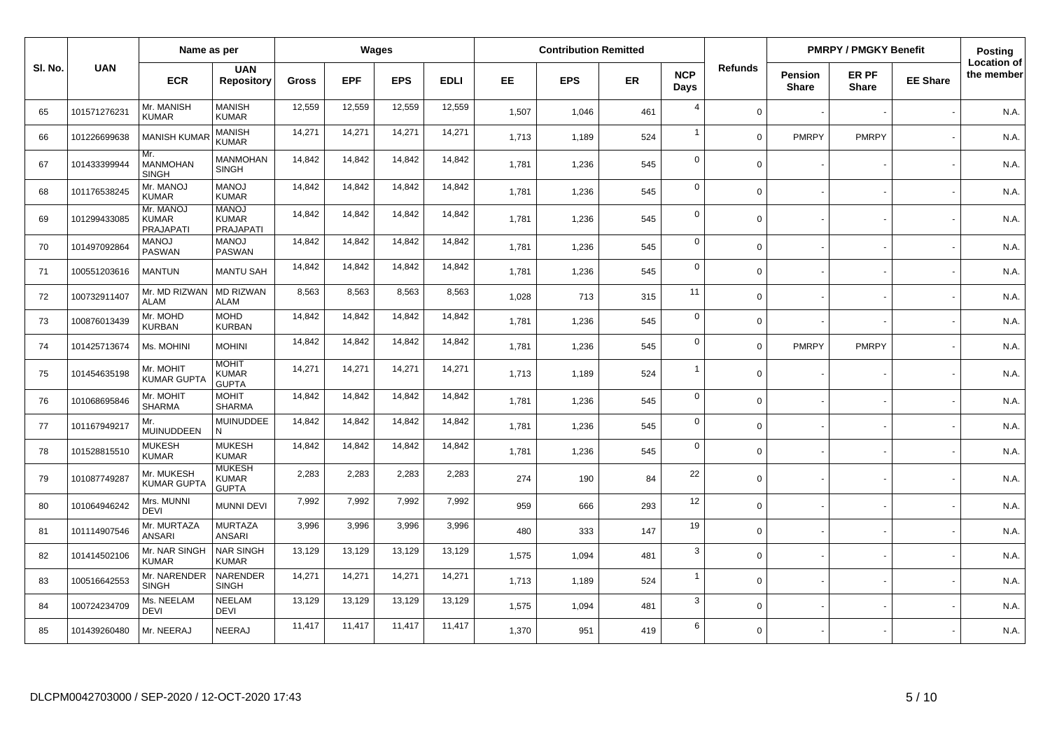| Sl. No. | UAN | Name as per | | Wages | | | | Contribution Remitted | | | | Refunds | PMRPY / PMGKY Benefit | | | Posting Location of the member |
|---|---|---|---|---|---|---|---|---|---|---|---|---|---|---|---|---|
| | | ECR | UAN Repository | Gross | EPF | EPS | EDLI | EE | EPS | ER | NCP Days | | Pension Share | ER PF Share | EE Share | |
| 65 | 101571276231 | Mr. MANISH KUMAR | MANISH KUMAR | 12,559 | 12,559 | 12,559 | 12,559 | 1,507 | 1,046 | 461 | 4 | 0 | - | - | - | N.A. |
| 66 | 101226699638 | MANISH KUMAR | MANISH KUMAR | 14,271 | 14,271 | 14,271 | 14,271 | 1,713 | 1,189 | 524 | 1 | 0 | PMRPY | PMRPY | - | N.A. |
| 67 | 101433399944 | Mr. MANMOHAN SINGH | MANMOHAN SINGH | 14,842 | 14,842 | 14,842 | 14,842 | 1,781 | 1,236 | 545 | 0 | 0 | - | - | - | N.A. |
| 68 | 101176538245 | Mr. MANOJ KUMAR | MANOJ KUMAR | 14,842 | 14,842 | 14,842 | 14,842 | 1,781 | 1,236 | 545 | 0 | 0 | - | - | - | N.A. |
| 69 | 101299433085 | Mr. MANOJ KUMAR PRAJAPATI | MANOJ KUMAR PRAJAPATI | 14,842 | 14,842 | 14,842 | 14,842 | 1,781 | 1,236 | 545 | 0 | 0 | - | - | - | N.A. |
| 70 | 101497092864 | MANOJ PASWAN | MANOJ PASWAN | 14,842 | 14,842 | 14,842 | 14,842 | 1,781 | 1,236 | 545 | 0 | 0 | - | - | - | N.A. |
| 71 | 100551203616 | MANTUN | MANTU SAH | 14,842 | 14,842 | 14,842 | 14,842 | 1,781 | 1,236 | 545 | 0 | 0 | - | - | - | N.A. |
| 72 | 100732911407 | Mr. MD RIZWAN ALAM | MD RIZWAN ALAM | 8,563 | 8,563 | 8,563 | 8,563 | 1,028 | 713 | 315 | 11 | 0 | - | - | - | N.A. |
| 73 | 100876013439 | Mr. MOHD KURBAN | MOHD KURBAN | 14,842 | 14,842 | 14,842 | 14,842 | 1,781 | 1,236 | 545 | 0 | 0 | - | - | - | N.A. |
| 74 | 101425713674 | Ms. MOHINI | MOHINI | 14,842 | 14,842 | 14,842 | 14,842 | 1,781 | 1,236 | 545 | 0 | 0 | PMRPY | PMRPY | - | N.A. |
| 75 | 101454635198 | Mr. MOHIT KUMAR GUPTA | MOHIT KUMAR GUPTA | 14,271 | 14,271 | 14,271 | 14,271 | 1,713 | 1,189 | 524 | 1 | 0 | - | - | - | N.A. |
| 76 | 101068695846 | Mr. MOHIT SHARMA | MOHIT SHARMA | 14,842 | 14,842 | 14,842 | 14,842 | 1,781 | 1,236 | 545 | 0 | 0 | - | - | - | N.A. |
| 77 | 101167949217 | Mr. MUINUDDEEN | MUINUDDEEN | 14,842 | 14,842 | 14,842 | 14,842 | 1,781 | 1,236 | 545 | 0 | 0 | - | - | - | N.A. |
| 78 | 101528815510 | MUKESH KUMAR | MUKESH KUMAR | 14,842 | 14,842 | 14,842 | 14,842 | 1,781 | 1,236 | 545 | 0 | 0 | - | - | - | N.A. |
| 79 | 101087749287 | Mr. MUKESH KUMAR GUPTA | MUKESH KUMAR GUPTA | 2,283 | 2,283 | 2,283 | 2,283 | 274 | 190 | 84 | 22 | 0 | - | - | - | N.A. |
| 80 | 101064946242 | Mrs. MUNNI DEVI | MUNNI DEVI | 7,992 | 7,992 | 7,992 | 7,992 | 959 | 666 | 293 | 12 | 0 | - | - | - | N.A. |
| 81 | 101114907546 | Mr. MURTAZA ANSARI | MURTAZA ANSARI | 3,996 | 3,996 | 3,996 | 3,996 | 480 | 333 | 147 | 19 | 0 | - | - | - | N.A. |
| 82 | 101414502106 | Mr. NAR SINGH KUMAR | NAR SINGH KUMAR | 13,129 | 13,129 | 13,129 | 13,129 | 1,575 | 1,094 | 481 | 3 | 0 | - | - | - | N.A. |
| 83 | 100516642553 | Mr. NARENDER SINGH | NARENDER SINGH | 14,271 | 14,271 | 14,271 | 14,271 | 1,713 | 1,189 | 524 | 1 | 0 | - | - | - | N.A. |
| 84 | 100724234709 | Ms. NEELAM DEVI | NEELAM DEVI | 13,129 | 13,129 | 13,129 | 13,129 | 1,575 | 1,094 | 481 | 3 | 0 | - | - | - | N.A. |
| 85 | 101439260480 | Mr. NEERAJ | NEERAJ | 11,417 | 11,417 | 11,417 | 11,417 | 1,370 | 951 | 419 | 6 | 0 | - | - | - | N.A. |

DLCPM0042703000 / SEP-2020 / 12-OCT-2020 17:43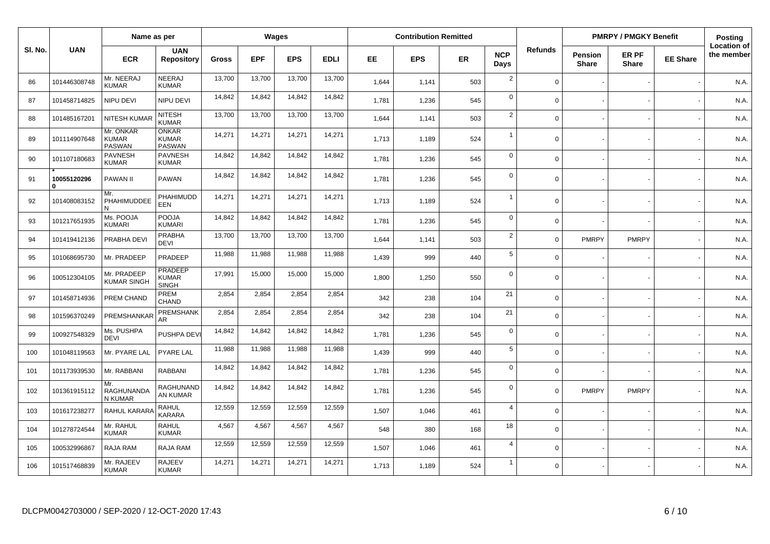| Sl. No. | UAN | Name as per | | Wages | | | | Contribution Remitted | | | | Refunds | PMRPY / PMGKY Benefit | | | Posting Location of the member |
|---|---|---|---|---|---|---|---|---|---|---|---|---|---|---|---|---|
| | | ECR | UAN Repository | Gross | EPF | EPS | EDLI | EE | EPS | ER | NCP Days | | Pension Share | ER PF Share | EE Share | |
| 86 | 101446308748 | Mr. NEERAJ KUMAR | NEERAJ KUMAR | 13,700 | 13,700 | 13,700 | 13,700 | 1,644 | 1,141 | 503 | 2 | 0 | - | - | - | N.A. |
| 87 | 101458714825 | NIPU DEVI | NIPU DEVI | 14,842 | 14,842 | 14,842 | 14,842 | 1,781 | 1,236 | 545 | 0 | 0 | - | - | - | N.A. |
| 88 | 101485167201 | NITESH KUMAR | NITESH KUMAR | 13,700 | 13,700 | 13,700 | 13,700 | 1,644 | 1,141 | 503 | 2 | 0 | - | - | - | N.A. |
| 89 | 101114907648 | Mr. ONKAR KUMAR PASWAN | ONKAR KUMAR PASWAN | 14,271 | 14,271 | 14,271 | 14,271 | 1,713 | 1,189 | 524 | 1 | 0 | - | - | - | N.A. |
| 90 | 101107180683 | PAVNESH KUMAR | PAVNESH KUMAR | 14,842 | 14,842 | 14,842 | 14,842 | 1,781 | 1,236 | 545 | 0 | 0 | - | - | - | N.A. |
| 91 | * 100551202960 | PAWAN II | PAWAN | 14,842 | 14,842 | 14,842 | 14,842 | 1,781 | 1,236 | 545 | 0 | 0 | - | - | - | N.A. |
| 92 | 101408083152 | Mr. PHAHIMUDDEEN | PHAHIMUDDEEN | 14,271 | 14,271 | 14,271 | 14,271 | 1,713 | 1,189 | 524 | 1 | 0 | - | - | - | N.A. |
| 93 | 101217651935 | Ms. POOJA KUMARI | POOJA KUMARI | 14,842 | 14,842 | 14,842 | 14,842 | 1,781 | 1,236 | 545 | 0 | 0 | - | - | - | N.A. |
| 94 | 101419412136 | PRABHA DEVI | PRABHA DEVI | 13,700 | 13,700 | 13,700 | 13,700 | 1,644 | 1,141 | 503 | 2 | 0 | PMRPY | PMRPY | - | N.A. |
| 95 | 101068695730 | Mr. PRADEEP | PRADEEP | 11,988 | 11,988 | 11,988 | 11,988 | 1,439 | 999 | 440 | 5 | 0 | - | - | - | N.A. |
| 96 | 100512304105 | Mr. PRADEEP KUMAR SINGH | PRADEEP KUMAR SINGH | 17,991 | 15,000 | 15,000 | 15,000 | 1,800 | 1,250 | 550 | 0 | 0 | - | - | - | N.A. |
| 97 | 101458714936 | PREM CHAND | PREM CHAND | 2,854 | 2,854 | 2,854 | 2,854 | 342 | 238 | 104 | 21 | 0 | - | - | - | N.A. |
| 98 | 101596370249 | PREMSHANKAR | PREMSHANKAR | 2,854 | 2,854 | 2,854 | 2,854 | 342 | 238 | 104 | 21 | 0 | - | - | - | N.A. |
| 99 | 100927548329 | Ms. PUSHPA DEVI | PUSHPA DEVI | 14,842 | 14,842 | 14,842 | 14,842 | 1,781 | 1,236 | 545 | 0 | 0 | - | - | - | N.A. |
| 100 | 101048119563 | Mr. PYARE LAL | PYARE LAL | 11,988 | 11,988 | 11,988 | 11,988 | 1,439 | 999 | 440 | 5 | 0 | - | - | - | N.A. |
| 101 | 101173939530 | Mr. RABBANI | RABBANI | 14,842 | 14,842 | 14,842 | 14,842 | 1,781 | 1,236 | 545 | 0 | 0 | - | - | - | N.A. |
| 102 | 101361915112 | Mr. RAGHUNANDAN KUMAR | RAGHUNANDAN KUMAR | 14,842 | 14,842 | 14,842 | 14,842 | 1,781 | 1,236 | 545 | 0 | 0 | PMRPY | PMRPY | - | N.A. |
| 103 | 101617238277 | RAHUL KARARA | RAHUL KARARA | 12,559 | 12,559 | 12,559 | 12,559 | 1,507 | 1,046 | 461 | 4 | 0 | - | - | - | N.A. |
| 104 | 101278724544 | Mr. RAHUL KUMAR | RAHUL KUMAR | 4,567 | 4,567 | 4,567 | 4,567 | 548 | 380 | 168 | 18 | 0 | - | - | - | N.A. |
| 105 | 100532996867 | RAJA RAM | RAJA RAM | 12,559 | 12,559 | 12,559 | 12,559 | 1,507 | 1,046 | 461 | 4 | 0 | - | - | - | N.A. |
| 106 | 101517468839 | Mr. RAJEEV KUMAR | RAJEEV KUMAR | 14,271 | 14,271 | 14,271 | 14,271 | 1,713 | 1,189 | 524 | 1 | 0 | - | - | - | N.A. |

DLCPM0042703000 / SEP-2020 / 12-OCT-2020 17:43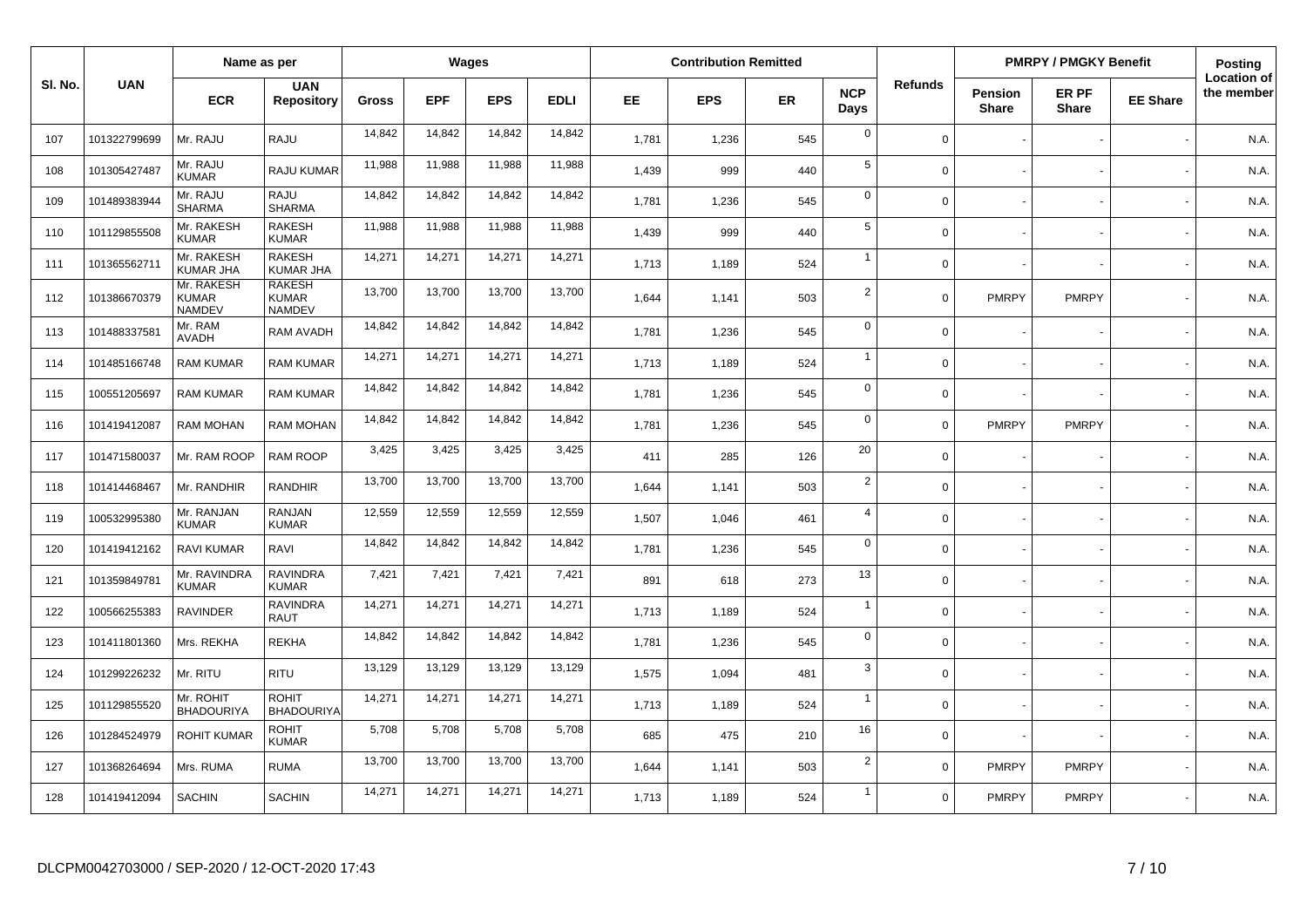| Sl. No. | UAN | Name as per | | Wages | | | | Contribution Remitted | | | | Refunds | PMRPY / PMGKY Benefit | | | Posting Location of the member |
|---|---|---|---|---|---|---|---|---|---|---|---|---|---|---|---|---|
| | | ECR | UAN Repository | Gross | EPF | EPS | EDLI | EE | EPS | ER | NCP Days | | Pension Share | ER PF Share | EE Share | |
| 107 | 101322799699 | Mr. RAJU | RAJU | 14,842 | 14,842 | 14,842 | 14,842 | 1,781 | 1,236 | 545 | 0 | 0 | - | - | - | N.A. |
| 108 | 101305427487 | Mr. RAJU KUMAR | RAJU KUMAR | 11,988 | 11,988 | 11,988 | 11,988 | 1,439 | 999 | 440 | 5 | 0 | - | - | - | N.A. |
| 109 | 101489383944 | Mr. RAJU SHARMA | RAJU SHARMA | 14,842 | 14,842 | 14,842 | 14,842 | 1,781 | 1,236 | 545 | 0 | 0 | - | - | - | N.A. |
| 110 | 101129855508 | Mr. RAKESH KUMAR | RAKESH KUMAR | 11,988 | 11,988 | 11,988 | 11,988 | 1,439 | 999 | 440 | 5 | 0 | - | - | - | N.A. |
| 111 | 101365562711 | Mr. RAKESH KUMAR JHA | RAKESH KUMAR JHA | 14,271 | 14,271 | 14,271 | 14,271 | 1,713 | 1,189 | 524 | 1 | 0 | - | - | - | N.A. |
| 112 | 101386670379 | Mr. RAKESH KUMAR NAMDEV | RAKESH KUMAR NAMDEV | 13,700 | 13,700 | 13,700 | 13,700 | 1,644 | 1,141 | 503 | 2 | 0 | PMRPY | PMRPY | - | N.A. |
| 113 | 101488337581 | Mr. RAM AVADH | RAM AVADH | 14,842 | 14,842 | 14,842 | 14,842 | 1,781 | 1,236 | 545 | 0 | 0 | - | - | - | N.A. |
| 114 | 101485166748 | RAM KUMAR | RAM KUMAR | 14,271 | 14,271 | 14,271 | 14,271 | 1,713 | 1,189 | 524 | 1 | 0 | - | - | - | N.A. |
| 115 | 100551205697 | RAM KUMAR | RAM KUMAR | 14,842 | 14,842 | 14,842 | 14,842 | 1,781 | 1,236 | 545 | 0 | 0 | - | - | - | N.A. |
| 116 | 101419412087 | RAM MOHAN | RAM MOHAN | 14,842 | 14,842 | 14,842 | 14,842 | 1,781 | 1,236 | 545 | 0 | 0 | PMRPY | PMRPY | - | N.A. |
| 117 | 101471580037 | Mr. RAM ROOP | RAM ROOP | 3,425 | 3,425 | 3,425 | 3,425 | 411 | 285 | 126 | 20 | 0 | - | - | - | N.A. |
| 118 | 101414468467 | Mr. RANDHIR | RANDHIR | 13,700 | 13,700 | 13,700 | 13,700 | 1,644 | 1,141 | 503 | 2 | 0 | - | - | - | N.A. |
| 119 | 100532995380 | Mr. RANJAN KUMAR | RANJAN KUMAR | 12,559 | 12,559 | 12,559 | 12,559 | 1,507 | 1,046 | 461 | 4 | 0 | - | - | - | N.A. |
| 120 | 101419412162 | RAVI KUMAR | RAVI | 14,842 | 14,842 | 14,842 | 14,842 | 1,781 | 1,236 | 545 | 0 | 0 | - | - | - | N.A. |
| 121 | 101359849781 | Mr. RAVINDRA KUMAR | RAVINDRA KUMAR | 7,421 | 7,421 | 7,421 | 7,421 | 891 | 618 | 273 | 13 | 0 | - | - | - | N.A. |
| 122 | 100566255383 | RAVINDER | RAVINDRA RAUT | 14,271 | 14,271 | 14,271 | 14,271 | 1,713 | 1,189 | 524 | 1 | 0 | - | - | - | N.A. |
| 123 | 101411801360 | Mrs. REKHA | REKHA | 14,842 | 14,842 | 14,842 | 14,842 | 1,781 | 1,236 | 545 | 0 | 0 | - | - | - | N.A. |
| 124 | 101299226232 | Mr. RITU | RITU | 13,129 | 13,129 | 13,129 | 13,129 | 1,575 | 1,094 | 481 | 3 | 0 | - | - | - | N.A. |
| 125 | 101129855520 | Mr. ROHIT BHADOURIYA | ROHIT BHADOURIYA | 14,271 | 14,271 | 14,271 | 14,271 | 1,713 | 1,189 | 524 | 1 | 0 | - | - | - | N.A. |
| 126 | 101284524979 | ROHIT KUMAR | ROHIT KUMAR | 5,708 | 5,708 | 5,708 | 5,708 | 685 | 475 | 210 | 16 | 0 | - | - | - | N.A. |
| 127 | 101368264694 | Mrs. RUMA | RUMA | 13,700 | 13,700 | 13,700 | 13,700 | 1,644 | 1,141 | 503 | 2 | 0 | PMRPY | PMRPY | - | N.A. |
| 128 | 101419412094 | SACHIN | SACHIN | 14,271 | 14,271 | 14,271 | 14,271 | 1,713 | 1,189 | 524 | 1 | 0 | PMRPY | PMRPY | - | N.A. |

DLCPM0042703000 / SEP-2020 / 12-OCT-2020 17:43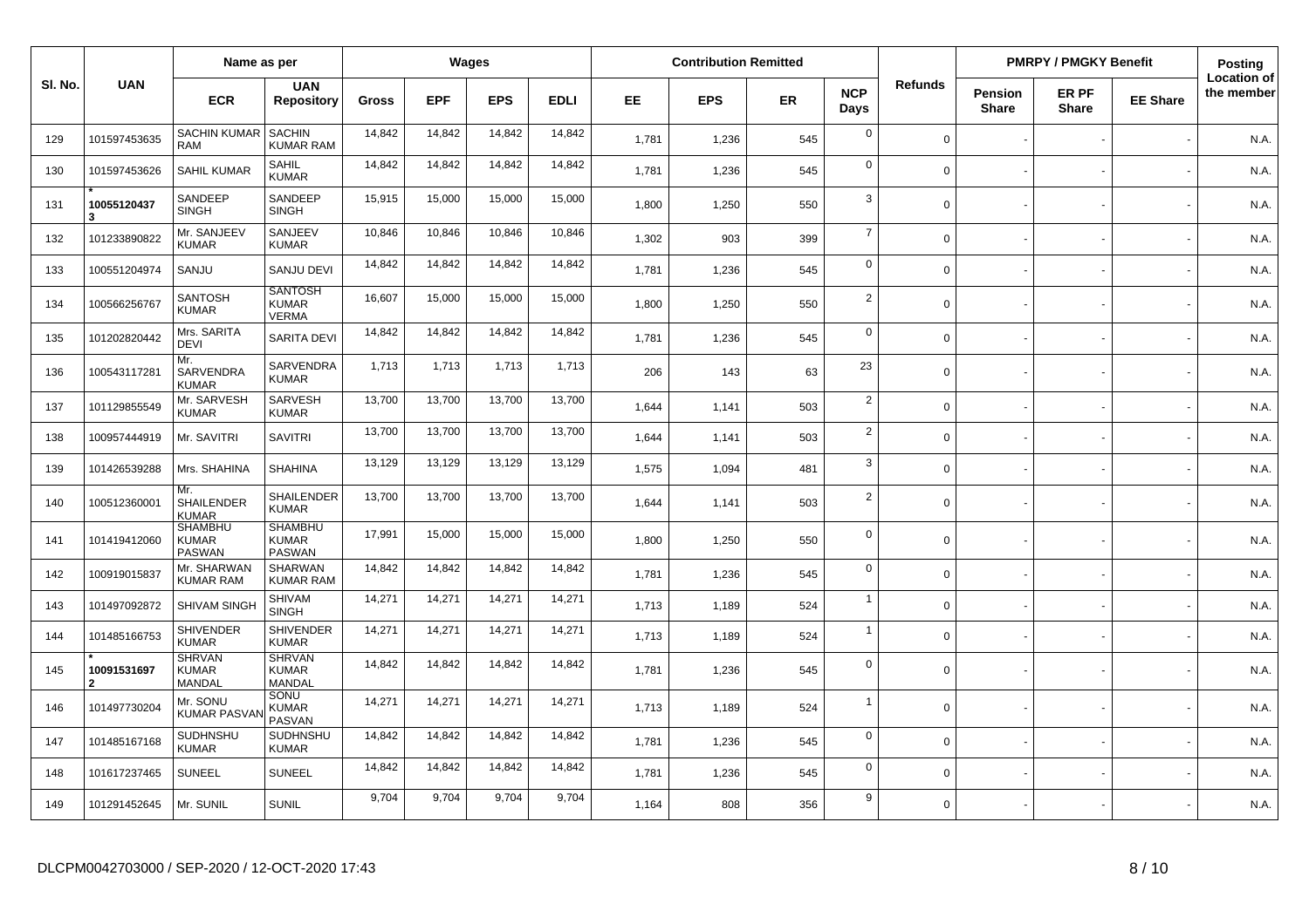| Sl. No. | UAN | Name as per | | Wages | | | | Contribution Remitted | | | | Refunds | PMRPY / PMGKY Benefit | | | Posting Location of the member |
|---|---|---|---|---|---|---|---|---|---|---|---|---|---|---|---|---|
| | | ECR | UAN Repository | Gross | EPF | EPS | EDLI | EE | EPS | ER | NCP Days | | Pension Share | ER PF Share | EE Share | |
| 129 | 101597453635 | SACHIN KUMAR RAM | SACHIN KUMAR RAM | 14,842 | 14,842 | 14,842 | 14,842 | 1,781 | 1,236 | 545 | 0 | 0 | - | - | - | N.A. |
| 130 | 101597453626 | SAHIL KUMAR | SAHIL KUMAR | 14,842 | 14,842 | 14,842 | 14,842 | 1,781 | 1,236 | 545 | 0 | 0 | - | - | - | N.A. |
| 131 | * 100551204373 | SANDEEP SINGH | SANDEEP SINGH | 15,915 | 15,000 | 15,000 | 15,000 | 1,800 | 1,250 | 550 | 3 | 0 | - | - | - | N.A. |
| 132 | 101233890822 | Mr. SANJEEV KUMAR | SANJEEV KUMAR | 10,846 | 10,846 | 10,846 | 10,846 | 1,302 | 903 | 399 | 7 | 0 | - | - | - | N.A. |
| 133 | 100551204974 | SANJU | SANJU DEVI | 14,842 | 14,842 | 14,842 | 14,842 | 1,781 | 1,236 | 545 | 0 | 0 | - | - | - | N.A. |
| 134 | 100566256767 | SANTOSH KUMAR | SANTOSH KUMAR VERMA | 16,607 | 15,000 | 15,000 | 15,000 | 1,800 | 1,250 | 550 | 2 | 0 | - | - | - | N.A. |
| 135 | 101202820442 | Mrs. SARITA DEVI | SARITA DEVI | 14,842 | 14,842 | 14,842 | 14,842 | 1,781 | 1,236 | 545 | 0 | 0 | - | - | - | N.A. |
| 136 | 100543117281 | Mr. SARVENDRA KUMAR | SARVENDRA KUMAR | 1,713 | 1,713 | 1,713 | 1,713 | 206 | 143 | 63 | 23 | 0 | - | - | - | N.A. |
| 137 | 101129855549 | Mr. SARVESH KUMAR | SARVESH KUMAR | 13,700 | 13,700 | 13,700 | 13,700 | 1,644 | 1,141 | 503 | 2 | 0 | - | - | - | N.A. |
| 138 | 100957444919 | Mr. SAVITRI | SAVITRI | 13,700 | 13,700 | 13,700 | 13,700 | 1,644 | 1,141 | 503 | 2 | 0 | - | - | - | N.A. |
| 139 | 101426539288 | Mrs. SHAHINA | SHAHINA | 13,129 | 13,129 | 13,129 | 13,129 | 1,575 | 1,094 | 481 | 3 | 0 | - | - | - | N.A. |
| 140 | 100512360001 | Mr. SHAILENDER KUMAR | SHAILENDER KUMAR | 13,700 | 13,700 | 13,700 | 13,700 | 1,644 | 1,141 | 503 | 2 | 0 | - | - | - | N.A. |
| 141 | 101419412060 | SHAMBHU KUMAR PASWAN | SHAMBHU KUMAR PASWAN | 17,991 | 15,000 | 15,000 | 15,000 | 1,800 | 1,250 | 550 | 0 | 0 | - | - | - | N.A. |
| 142 | 100919015837 | Mr. SHARWAN KUMAR RAM | SHARWAN KUMAR RAM | 14,842 | 14,842 | 14,842 | 14,842 | 1,781 | 1,236 | 545 | 0 | 0 | - | - | - | N.A. |
| 143 | 101497092872 | SHIVAM SINGH | SHIVAM SINGH | 14,271 | 14,271 | 14,271 | 14,271 | 1,713 | 1,189 | 524 | 1 | 0 | - | - | - | N.A. |
| 144 | 101485166753 | SHIVENDER KUMAR | SHIVENDER KUMAR | 14,271 | 14,271 | 14,271 | 14,271 | 1,713 | 1,189 | 524 | 1 | 0 | - | - | - | N.A. |
| 145 | * 100915316972 | SHRVAN KUMAR MANDAL | SHRVAN KUMAR MANDAL | 14,842 | 14,842 | 14,842 | 14,842 | 1,781 | 1,236 | 545 | 0 | 0 | - | - | - | N.A. |
| 146 | 101497730204 | Mr. SONU KUMAR PASVAN | SONU KUMAR PASVAN | 14,271 | 14,271 | 14,271 | 14,271 | 1,713 | 1,189 | 524 | 1 | 0 | - | - | - | N.A. |
| 147 | 101485167168 | SUDHNSHU KUMAR | SUDHNSHU KUMAR | 14,842 | 14,842 | 14,842 | 14,842 | 1,781 | 1,236 | 545 | 0 | 0 | - | - | - | N.A. |
| 148 | 101617237465 | SUNEEL | SUNEEL | 14,842 | 14,842 | 14,842 | 14,842 | 1,781 | 1,236 | 545 | 0 | 0 | - | - | - | N.A. |
| 149 | 101291452645 | Mr. SUNIL | SUNIL | 9,704 | 9,704 | 9,704 | 9,704 | 1,164 | 808 | 356 | 9 | 0 | - | - | - | N.A. |

DLCPM0042703000 / SEP-2020 / 12-OCT-2020 17:43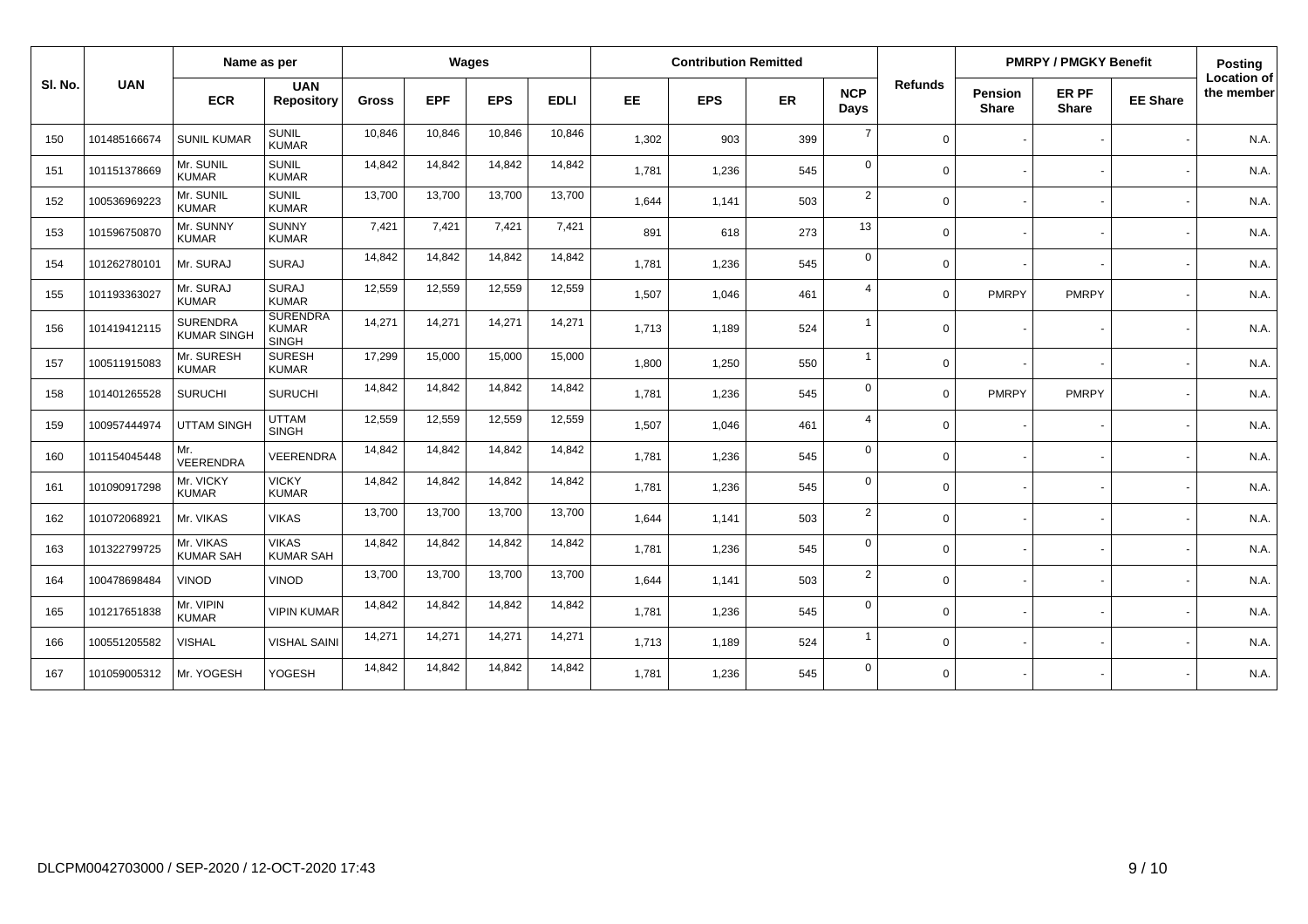| Sl. No. | UAN | Name as per | | Wages | | | | Contribution Remitted | | | | Refunds | PMRPY / PMGKY Benefit | | | Posting Location of the member |
|---|---|---|---|---|---|---|---|---|---|---|---|---|---|---|---|---|
| | | ECR | UAN Repository | Gross | EPF | EPS | EDLI | EE | EPS | ER | NCP Days | | Pension Share | ER PF Share | EE Share | |
| 150 | 101485166674 | SUNIL KUMAR | SUNIL KUMAR | 10,846 | 10,846 | 10,846 | 10,846 | 1,302 | 903 | 399 | 7 | 0 | - | - | - | N.A. |
| 151 | 101151378669 | Mr. SUNIL KUMAR | SUNIL KUMAR | 14,842 | 14,842 | 14,842 | 14,842 | 1,781 | 1,236 | 545 | 0 | 0 | - | - | - | N.A. |
| 152 | 100536969223 | Mr. SUNIL KUMAR | SUNIL KUMAR | 13,700 | 13,700 | 13,700 | 13,700 | 1,644 | 1,141 | 503 | 2 | 0 | - | - | - | N.A. |
| 153 | 101596750870 | Mr. SUNNY KUMAR | SUNNY KUMAR | 7,421 | 7,421 | 7,421 | 7,421 | 891 | 618 | 273 | 13 | 0 | - | - | - | N.A. |
| 154 | 101262780101 | Mr. SURAJ | SURAJ | 14,842 | 14,842 | 14,842 | 14,842 | 1,781 | 1,236 | 545 | 0 | 0 | - | - | - | N.A. |
| 155 | 101193363027 | Mr. SURAJ KUMAR | SURAJ KUMAR | 12,559 | 12,559 | 12,559 | 12,559 | 1,507 | 1,046 | 461 | 4 | 0 | PMRPY | PMRPY | - | N.A. |
| 156 | 101419412115 | SURENDRA KUMAR SINGH | SURENDRA KUMAR SINGH | 14,271 | 14,271 | 14,271 | 14,271 | 1,713 | 1,189 | 524 | 1 | 0 | - | - | - | N.A. |
| 157 | 100511915083 | Mr. SURESH KUMAR | SURESH KUMAR | 17,299 | 15,000 | 15,000 | 15,000 | 1,800 | 1,250 | 550 | 1 | 0 | - | - | - | N.A. |
| 158 | 101401265528 | SURUCHI | SURUCHI | 14,842 | 14,842 | 14,842 | 14,842 | 1,781 | 1,236 | 545 | 0 | 0 | PMRPY | PMRPY | - | N.A. |
| 159 | 100957444974 | UTTAM SINGH | UTTAM SINGH | 12,559 | 12,559 | 12,559 | 12,559 | 1,507 | 1,046 | 461 | 4 | 0 | - | - | - | N.A. |
| 160 | 101154045448 | Mr. VEERENDRA | VEERENDRA | 14,842 | 14,842 | 14,842 | 14,842 | 1,781 | 1,236 | 545 | 0 | 0 | - | - | - | N.A. |
| 161 | 101090917298 | Mr. VICKY KUMAR | VICKY KUMAR | 14,842 | 14,842 | 14,842 | 14,842 | 1,781 | 1,236 | 545 | 0 | 0 | - | - | - | N.A. |
| 162 | 101072068921 | Mr. VIKAS | VIKAS | 13,700 | 13,700 | 13,700 | 13,700 | 1,644 | 1,141 | 503 | 2 | 0 | - | - | - | N.A. |
| 163 | 101322799725 | Mr. VIKAS KUMAR SAH | VIKAS KUMAR SAH | 14,842 | 14,842 | 14,842 | 14,842 | 1,781 | 1,236 | 545 | 0 | 0 | - | - | - | N.A. |
| 164 | 100478698484 | VINOD | VINOD | 13,700 | 13,700 | 13,700 | 13,700 | 1,644 | 1,141 | 503 | 2 | 0 | - | - | - | N.A. |
| 165 | 101217651838 | Mr. VIPIN KUMAR | VIPIN KUMAR | 14,842 | 14,842 | 14,842 | 14,842 | 1,781 | 1,236 | 545 | 0 | 0 | - | - | - | N.A. |
| 166 | 100551205582 | VISHAL | VISHAL SAINI | 14,271 | 14,271 | 14,271 | 14,271 | 1,713 | 1,189 | 524 | 1 | 0 | - | - | - | N.A. |
| 167 | 101059005312 | Mr. YOGESH | YOGESH | 14,842 | 14,842 | 14,842 | 14,842 | 1,781 | 1,236 | 545 | 0 | 0 | - | - | - | N.A. |

DLCPM0042703000 / SEP-2020 / 12-OCT-2020 17:43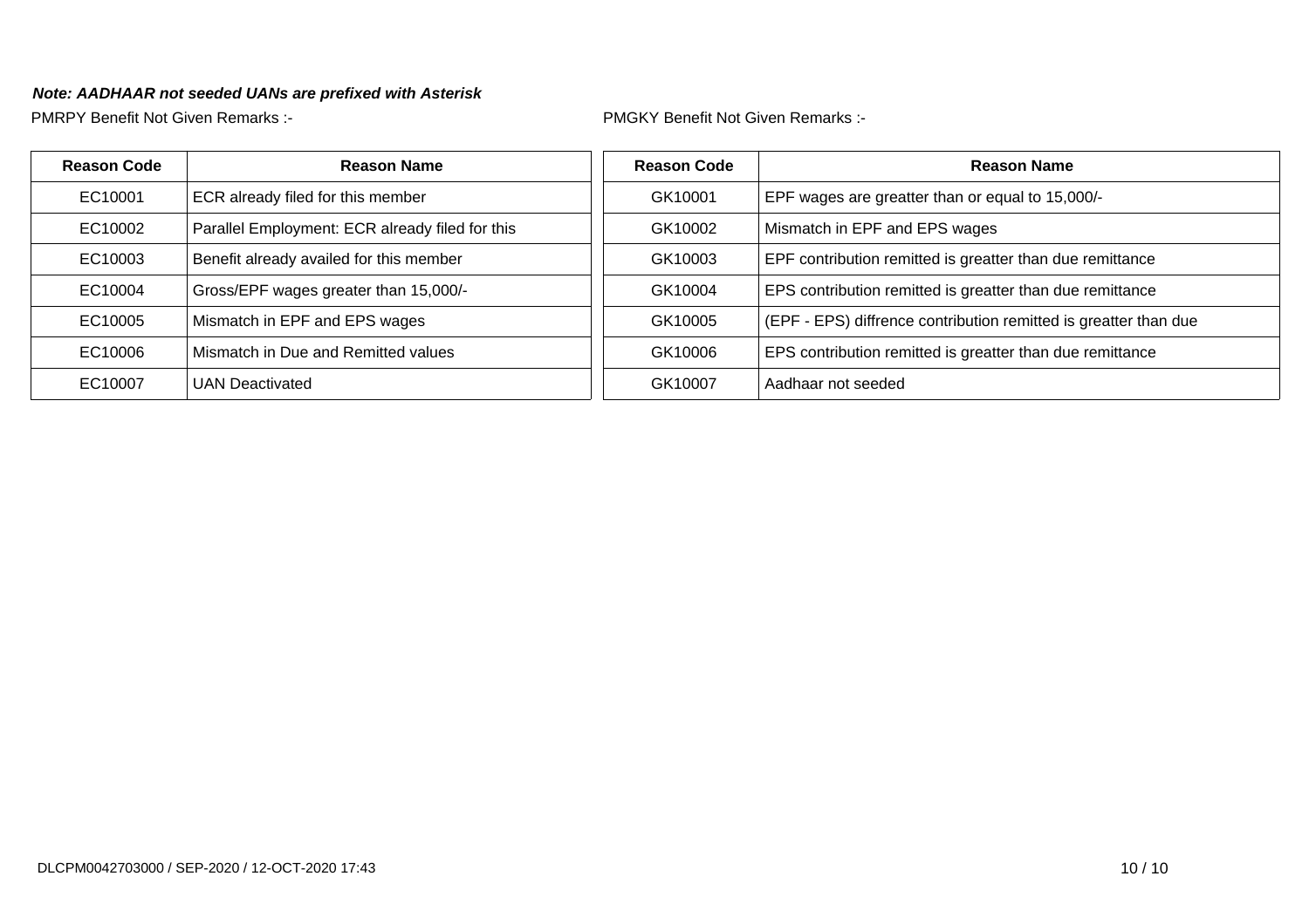***Note: AADHAAR not seeded UANs are prefixed with Asterisk***

PMRPY Benefit Not Given Remarks :-

| Reason Code | Reason Name |
|---|---|
| EC10001 | ECR already filed for this member |
| EC10002 | Parallel Employment: ECR already filed for this |
| EC10003 | Benefit already availed for this member |
| EC10004 | Gross/EPF wages greater than 15,000/- |
| EC10005 | Mismatch in EPF and EPS wages |
| EC10006 | Mismatch in Due and Remitted values |
| EC10007 | UAN Deactivated |

PMGKY Benefit Not Given Remarks :-

| Reason Code | Reason Name |
|---|---|
| GK10001 | EPF wages are greatter than or equal to 15,000/- |
| GK10002 | Mismatch in EPF and EPS wages |
| GK10003 | EPF contribution remitted is greatter than due remittance |
| GK10004 | EPS contribution remitted is greatter than due remittance |
| GK10005 | (EPF - EPS) diffrence contribution remitted is greatter than due |
| GK10006 | EPS contribution remitted is greatter than due remittance |
| GK10007 | Aadhaar not seeded |